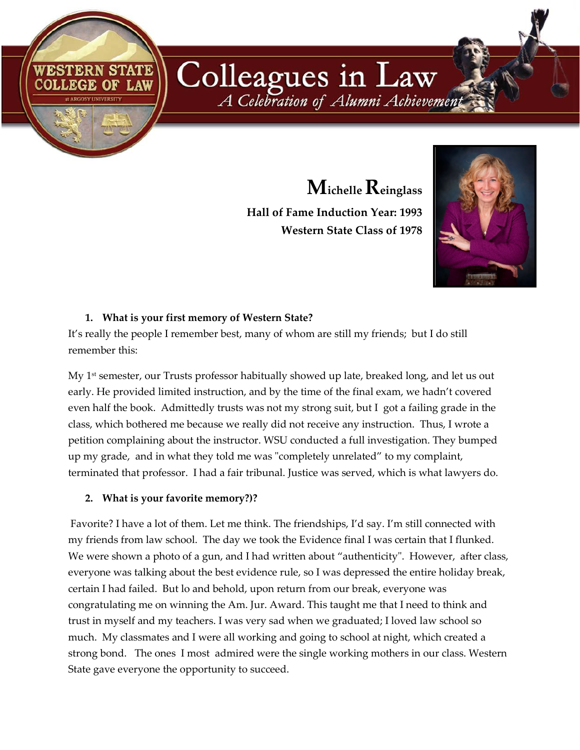# Colleagues in Law

*A Celebration of Alumni Achievement*

## Michelle Reinglass

**Hall of Fame Induction Year: 1993**

**Western State Class of 1978**

**1. What is your first memory of Western State?**

It's really the people I remember best, many of whom are still my friends; but I do still remember this:

My 1st semester, our Trusts professor habitually showed up late, breaked long, and let us out early. He provided limited instruction, and by the time of the final exam, we hadn't covered even half the book. Admittedly trusts was not my strong suit, but I got a failing grade in the class, which bothered me because we really did not receive any instruction. Thus, I wrote a petition complaining about the instructor. WSU conducted a full investigation. They bumped up my grade, and in what they told me was "completely unrelated" to my complaint, terminated that professor. I had a fair tribunal. Justice was served, which is what lawyers do.

**2. What is your favorite memory?)?**

Favorite? I have a lot of them. Let me think. The friendships, I'd say. I'm still connected with my friends from law school. The day we took the Evidence final I was certain that I flunked. We were shown a photo of a gun, and I had written about "authenticity". However, after class, everyone was talking about the best evidence rule, so I was depressed the entire holiday break, certain I had failed. But lo and behold, upon return from our break, everyone was congratulating me on winning the Am. Jur. Award. This taught me that I need to think and trust in myself and my teachers. I was very sad when we graduated; I loved law school so much. My classmates and I were all working and going to school at night, which created a strong bond. The ones I most admired were the single working mothers in our class. Western State gave everyone the opportunity to succeed.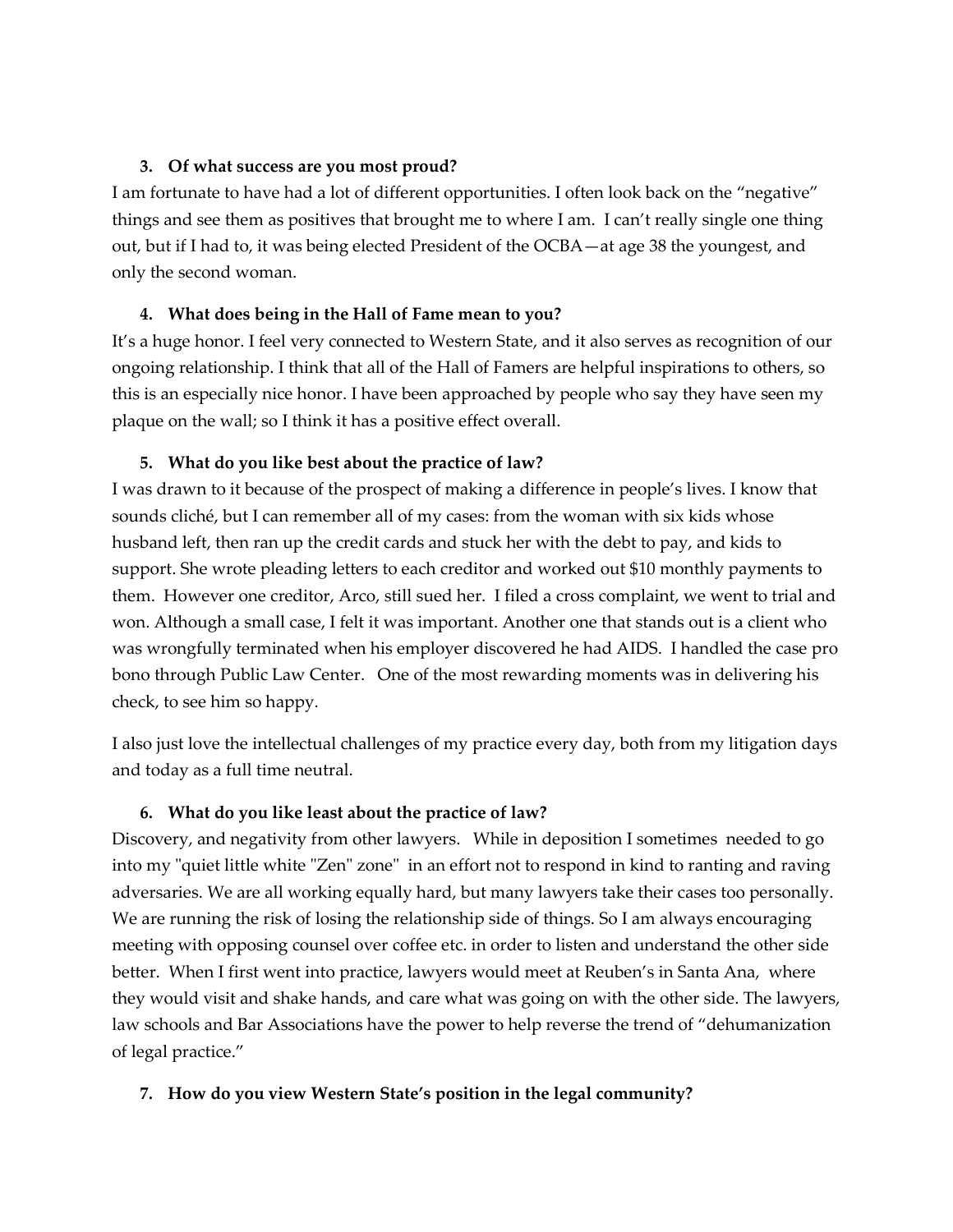3. **Of what success are you most proud?**

I am fortunate to have had a lot of different opportunities. I often look back on the "negative" things and see them as positives that brought me to where I am. I can't really single one thing out, but if I had to, it was being elected President of the OCBA—at age 38 the youngest, and only the second woman.

4. **What does being in the Hall of Fame mean to you?**

It's a huge honor. I feel very connected to Western State, and it also serves as recognition of our ongoing relationship. I think that all of the Hall of Famers are helpful inspirations to others, so this is an especially nice honor. I have been approached by people who say they have seen my plaque on the wall; so I think it has a positive effect overall.

5. **What do you like best about the practice of law?**

I was drawn to it because of the prospect of making a difference in people's lives. I know that sounds cliché, but I can remember all of my cases: from the woman with six kids whose husband left, then ran up the credit cards and stuck her with the debt to pay, and kids to support. She wrote pleading letters to each creditor and worked out $10 monthly payments to them. However one creditor, Arco, still sued her. I filed a cross complaint, we went to trial and won. Although a small case, I felt it was important. Another one that stands out is a client who was wrongfully terminated when his employer discovered he had AIDS. I handled the case pro bono through Public Law Center. One of the most rewarding moments was in delivering his check, to see him so happy.

I also just love the intellectual challenges of my practice every day, both from my litigation days and today as a full time neutral.

6. **What do you like least about the practice of law?**

Discovery, and negativity from other lawyers. While in deposition I sometimes needed to go into my "quiet little white "Zen" zone" in an effort not to respond in kind to ranting and raving adversaries. We are all working equally hard, but many lawyers take their cases too personally. We are running the risk of losing the relationship side of things. So I am always encouraging meeting with opposing counsel over coffee etc. in order to listen and understand the other side better. When I first went into practice, lawyers would meet at Reuben's in Santa Ana, where they would visit and shake hands, and care what was going on with the other side. The lawyers, law schools and Bar Associations have the power to help reverse the trend of "dehumanization of legal practice."

7. **How do you view Western State's position in the legal community?**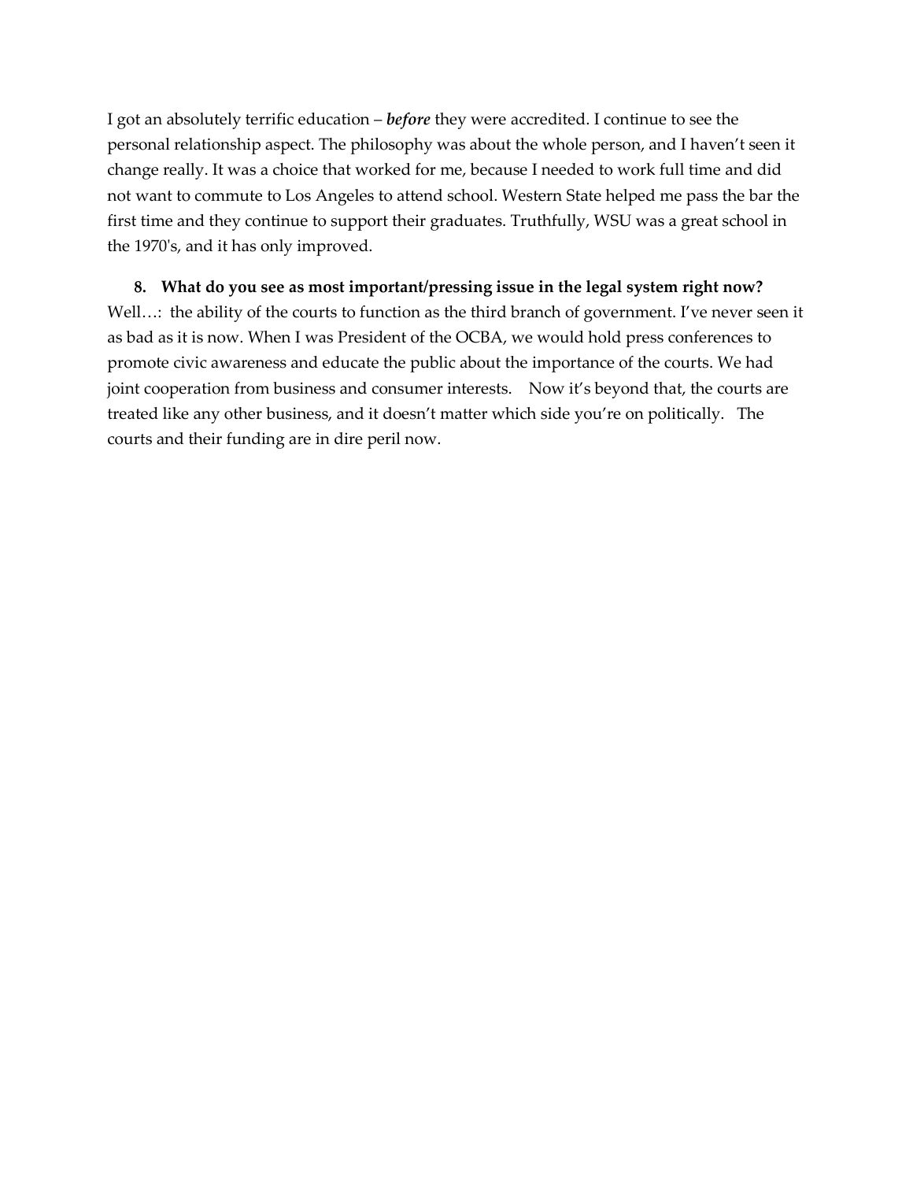I got an absolutely terrific education – ***before*** they were accredited. I continue to see the personal relationship aspect. The philosophy was about the whole person, and I haven't seen it change really. It was a choice that worked for me, because I needed to work full time and did not want to commute to Los Angeles to attend school. Western State helped me pass the bar the first time and they continue to support their graduates. Truthfully, WSU was a great school in the 1970's, and it has only improved.

8. **What do you see as most important/pressing issue in the legal system right now?**

Well…: the ability of the courts to function as the third branch of government. I've never seen it as bad as it is now. When I was President of the OCBA, we would hold press conferences to promote civic awareness and educate the public about the importance of the courts. We had joint cooperation from business and consumer interests. Now it's beyond that, the courts are treated like any other business, and it doesn't matter which side you're on politically. The courts and their funding are in dire peril now.